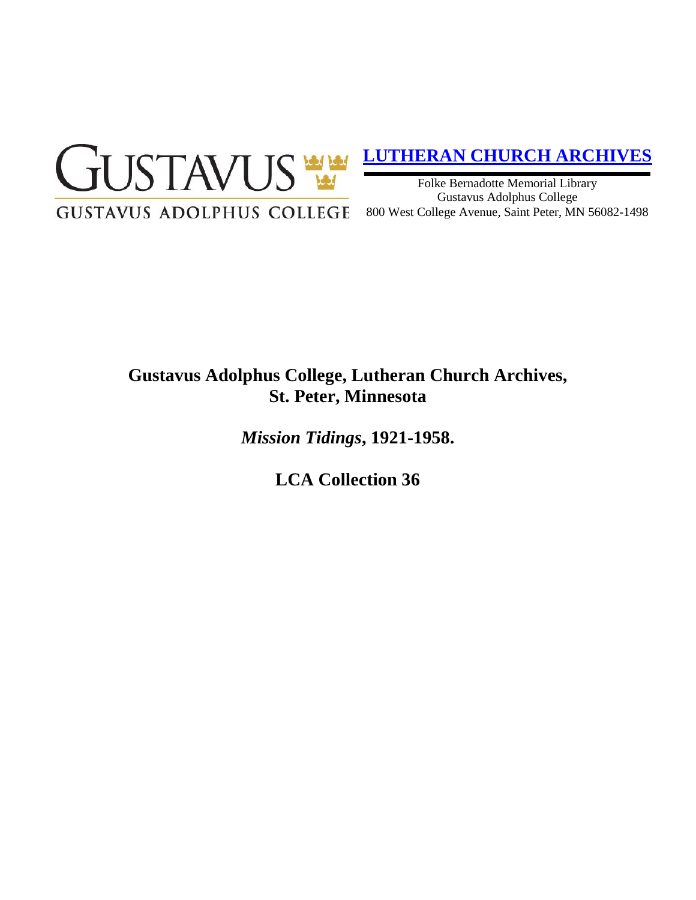GUSTAVUS

GUSTAVUS ADOLPHUS COLLEGE

**[LUTHERAN CHURCH ARCHIVES]**

Folke Bernadotte Memorial Library
Gustavus Adolphus College
800 West College Avenue, Saint Peter, MN 56082-1498

# Gustavus Adolphus College, Lutheran Church Archives, St. Peter, Minnesota

## *Mission Tidings*, 1921-1958.

## LCA Collection 36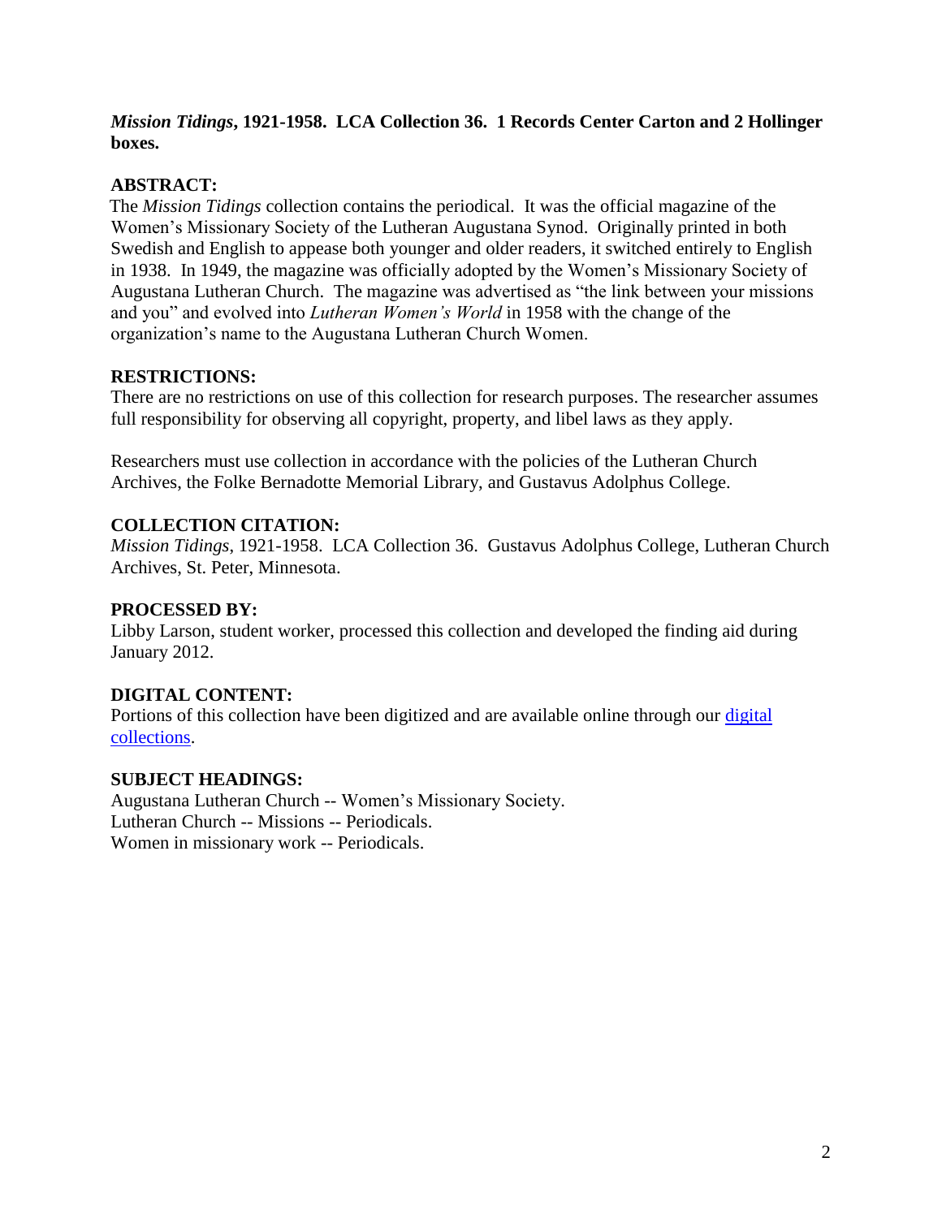**_Mission Tidings_, 1921-1958. LCA Collection 36. 1 Records Center Carton and 2 Hollinger boxes.**

## ABSTRACT:

The _Mission Tidings_ collection contains the periodical. It was the official magazine of the Women's Missionary Society of the Lutheran Augustana Synod. Originally printed in both Swedish and English to appease both younger and older readers, it switched entirely to English in 1938. In 1949, the magazine was officially adopted by the Women's Missionary Society of Augustana Lutheran Church. The magazine was advertised as "the link between your missions and you" and evolved into _Lutheran Women's World_ in 1958 with the change of the organization's name to the Augustana Lutheran Church Women.

## RESTRICTIONS:

There are no restrictions on use of this collection for research purposes. The researcher assumes full responsibility for observing all copyright, property, and libel laws as they apply.

Researchers must use collection in accordance with the policies of the Lutheran Church Archives, the Folke Bernadotte Memorial Library, and Gustavus Adolphus College.

## COLLECTION CITATION:

_Mission Tidings_, 1921-1958. LCA Collection 36. Gustavus Adolphus College, Lutheran Church Archives, St. Peter, Minnesota.

## PROCESSED BY:

Libby Larson, student worker, processed this collection and developed the finding aid during January 2012.

## DIGITAL CONTENT:

Portions of this collection have been digitized and are available online through our digital collections.

## SUBJECT HEADINGS:

Augustana Lutheran Church -- Women's Missionary Society.
Lutheran Church -- Missions -- Periodicals.
Women in missionary work -- Periodicals.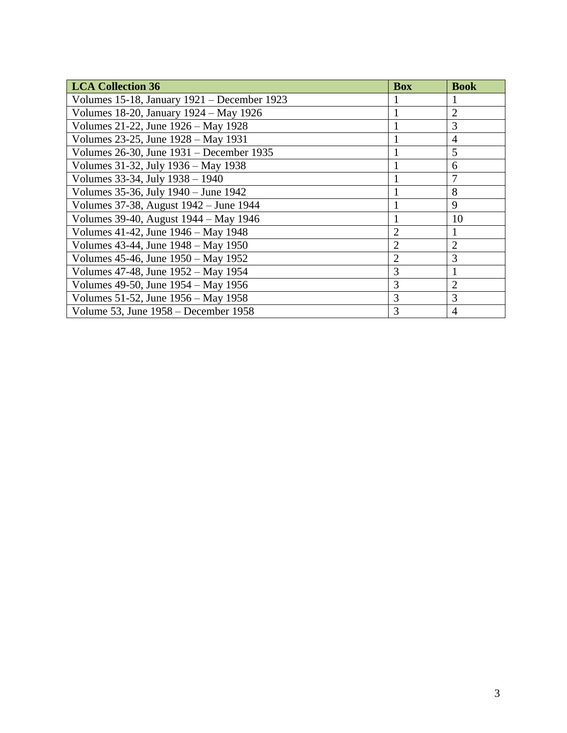| LCA Collection 36 | Box | Book |
|---|---|---|
| Volumes 15-18, January 1921 – December 1923 | 1 | 1 |
| Volumes 18-20, January 1924 – May 1926 | 1 | 2 |
| Volumes 21-22, June 1926 – May 1928 | 1 | 3 |
| Volumes 23-25, June 1928 – May 1931 | 1 | 4 |
| Volumes 26-30, June 1931 – December 1935 | 1 | 5 |
| Volumes 31-32, July 1936 – May 1938 | 1 | 6 |
| Volumes 33-34, July 1938 – 1940 | 1 | 7 |
| Volumes 35-36, July 1940 – June 1942 | 1 | 8 |
| Volumes 37-38, August 1942 – June 1944 | 1 | 9 |
| Volumes 39-40, August 1944 – May 1946 | 1 | 10 |
| Volumes 41-42, June 1946 – May 1948 | 2 | 1 |
| Volumes 43-44, June 1948 – May 1950 | 2 | 2 |
| Volumes 45-46, June 1950 – May 1952 | 2 | 3 |
| Volumes 47-48, June 1952 – May 1954 | 3 | 1 |
| Volumes 49-50, June 1954 – May 1956 | 3 | 2 |
| Volumes 51-52, June 1956 – May 1958 | 3 | 3 |
| Volume 53, June 1958 – December 1958 | 3 | 4 |